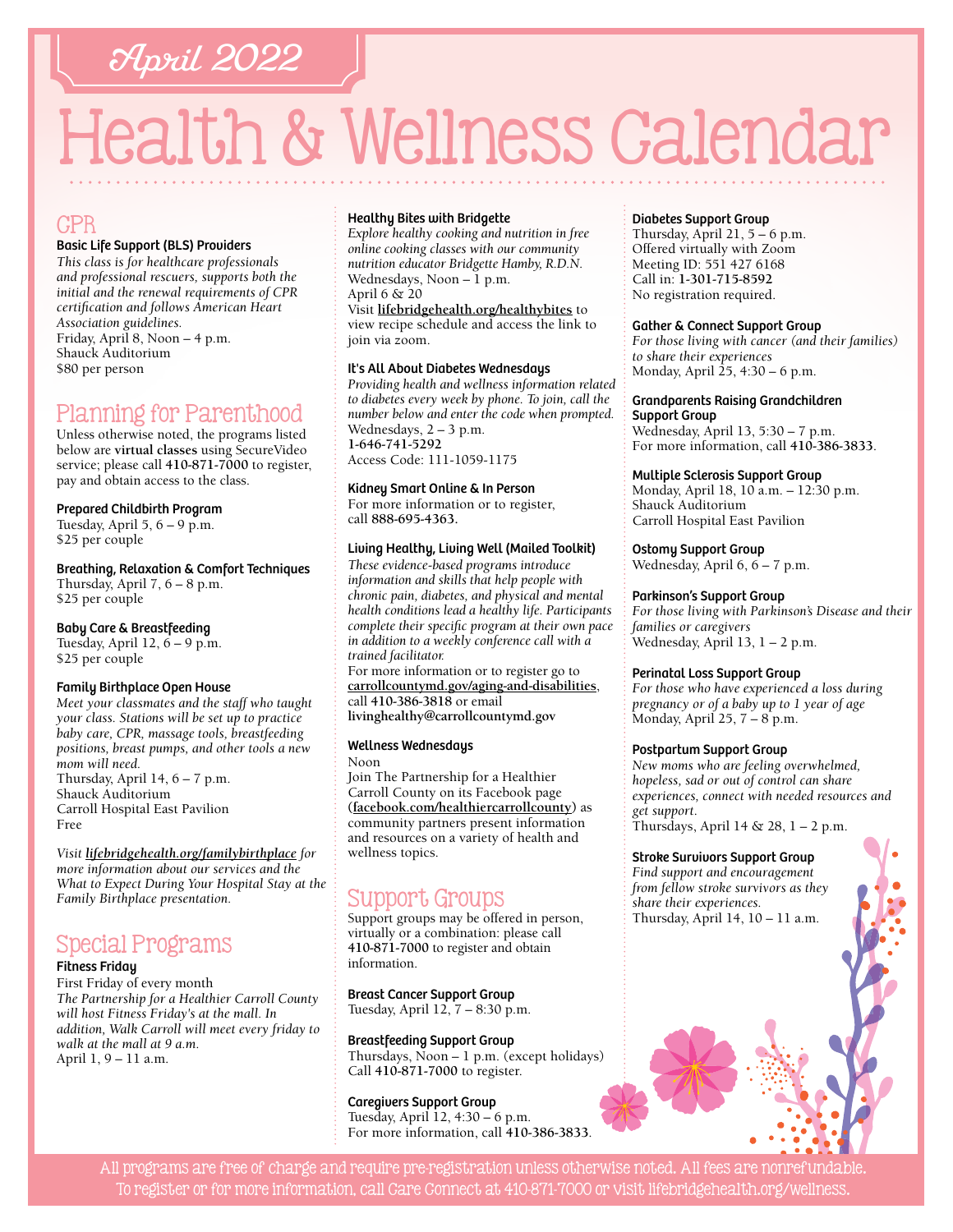April 2022

# Health & Wellness Calendar

## CPR

### Basic Life Support (BLS) Providers

*This class is for healthcare professionals and professional rescuers, supports both the initial and the renewal requirements of CPR certification and follows American Heart Association guidelines.*
Friday, April 8, Noon – 4 p.m.
Shauck Auditorium
$80 per person

## Planning for Parenthood

Unless otherwise noted, the programs listed below are **virtual classes** using SecureVideo service; please call **410-871-7000** to register, pay and obtain access to the class.

### Prepared Childbirth Program

Tuesday, April 5, 6 – 9 p.m.
$25 per couple

### Breathing, Relaxation & Comfort Techniques

Thursday, April 7, 6 – 8 p.m.
$25 per couple

### Baby Care & Breastfeeding

Tuesday, April 12, 6 – 9 p.m.
$25 per couple

### Family Birthplace Open House

*Meet your classmates and the staff who taught your class. Stations will be set up to practice baby care, CPR, massage tools, breastfeeding positions, breast pumps, and other tools a new mom will need.*
Thursday, April 14, 6 – 7 p.m.
Shauck Auditorium
Carroll Hospital East Pavilion
Free

*Visit **lifebridgehealth.org/familybirthplace** for more information about our services and the What to Expect During Your Hospital Stay at the Family Birthplace presentation.*

## Special Programs

### Fitness Friday

First Friday of every month
*The Partnership for a Healthier Carroll County will host Fitness Friday's at the mall. In addition, Walk Carroll will meet every friday to walk at the mall at 9 a.m.*
April 1, 9 – 11 a.m.

### Healthy Bites with Bridgette

*Explore healthy cooking and nutrition in free online cooking classes with our community nutrition educator Bridgette Hamby, R.D.N.*
Wednesdays, Noon – 1 p.m.
April 6 & 20
Visit **lifebridgehealth.org/healthybites** to view recipe schedule and access the link to join via zoom.

### It's All About Diabetes Wednesdays

*Providing health and wellness information related to diabetes every week by phone. To join, call the number below and enter the code when prompted.*
Wednesdays, 2 – 3 p.m.
**1-646-741-5292**
Access Code: 111-1059-1175

### Kidney Smart Online & In Person

For more information or to register, call **888-695-4363.**

### Living Healthy, Living Well (Mailed Toolkit)

*These evidence-based programs introduce information and skills that help people with chronic pain, diabetes, and physical and mental health conditions lead a healthy life. Participants complete their specific program at their own pace in addition to a weekly conference call with a trained facilitator.*
For more information or to register go to **carrollcountymd.gov/aging-and-disabilities**, call **410-386-3818** or email **livinghealthy@carrollcountymd.gov**

### Wellness Wednesdays

Noon
Join The Partnership for a Healthier Carroll County on its Facebook page (**facebook.com/healthiercarrollcounty**) as community partners present information and resources on a variety of health and wellness topics.

## Support Groups

Support groups may be offered in person, virtually or a combination: please call **410-871-7000** to register and obtain information.

### Breast Cancer Support Group

Tuesday, April 12, 7 – 8:30 p.m.

### Breastfeeding Support Group

Thursdays, Noon – 1 p.m. (except holidays)
Call **410-871-7000** to register.

### Caregivers Support Group

Tuesday, April 12, 4:30 – 6 p.m.
For more information, call **410-386-3833**.

### Diabetes Support Group

Thursday, April 21, 5 – 6 p.m.
Offered virtually with Zoom
Meeting ID: 551 427 6168
Call in: **1-301-715-8592**
No registration required.

### Gather & Connect Support Group

*For those living with cancer (and their families) to share their experiences*
Monday, April 25, 4:30 – 6 p.m.

### Grandparents Raising Grandchildren Support Group

Wednesday, April 13, 5:30 – 7 p.m.
For more information, call **410-386-3833**.

### Multiple Sclerosis Support Group

Monday, April 18, 10 a.m. – 12:30 p.m.
Shauck Auditorium
Carroll Hospital East Pavilion

### Ostomy Support Group

Wednesday, April 6, 6 – 7 p.m.

### Parkinson's Support Group

*For those living with Parkinson's Disease and their families or caregivers*
Wednesday, April 13, 1 – 2 p.m.

### Perinatal Loss Support Group

*For those who have experienced a loss during pregnancy or of a baby up to 1 year of age*
Monday, April 25, 7 – 8 p.m.

### Postpartum Support Group

*New moms who are feeling overwhelmed, hopeless, sad or out of control can share experiences, connect with needed resources and get support.*
Thursdays, April 14 & 28, 1 – 2 p.m.

### Stroke Survivors Support Group

*Find support and encouragement from fellow stroke survivors as they share their experiences.*
Thursday, April 14, 10 – 11 a.m.

All programs are free of charge and require pre-registration unless otherwise noted. All fees are nonrefundable.
To register or for more information, call Care Connect at 410-871-7000 or visit lifebridgehealth.org/wellness.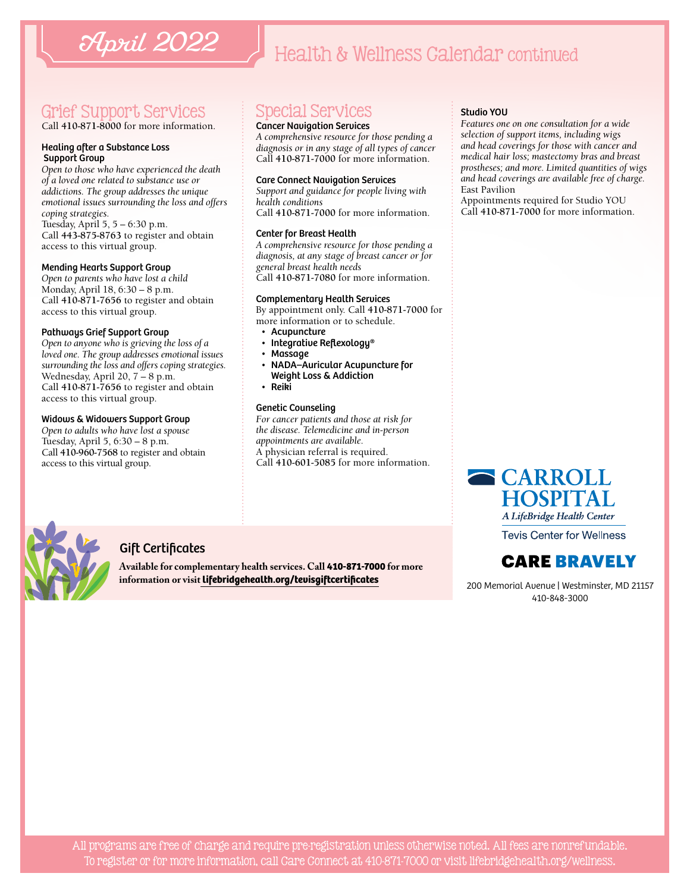# April 2022 Health & Wellness Calendar continued

## Grief Support Services

Call 410-871-8000 for more information.

### Healing after a Substance Loss Support Group

*Open to those who have experienced the death of a loved one related to substance use or addictions. The group addresses the unique emotional issues surrounding the loss and offers coping strategies.*
Tuesday, April 5, 5 – 6:30 p.m.
Call 443-875-8763 to register and obtain access to this virtual group.

### Mending Hearts Support Group

*Open to parents who have lost a child*
Monday, April 18, 6:30 – 8 p.m.
Call 410-871-7656 to register and obtain access to this virtual group.

### Pathways Grief Support Group

*Open to anyone who is grieving the loss of a loved one. The group addresses emotional issues surrounding the loss and offers coping strategies.*
Wednesday, April 20, 7 – 8 p.m.
Call 410-871-7656 to register and obtain access to this virtual group.

### Widows & Widowers Support Group

*Open to adults who have lost a spouse*
Tuesday, April 5, 6:30 – 8 p.m.
Call 410-960-7568 to register and obtain access to this virtual group.

## Special Services

### Cancer Navigation Services

*A comprehensive resource for those pending a diagnosis or in any stage of all types of cancer*
Call 410-871-7000 for more information.

### Care Connect Navigation Services

*Support and guidance for people living with health conditions*
Call 410-871-7000 for more information.

### Center for Breast Health

*A comprehensive resource for those pending a diagnosis, at any stage of breast cancer or for general breast health needs*
Call 410-871-7080 for more information.

### Complementary Health Services

By appointment only. Call 410-871-7000 for more information or to schedule.

- **Acupuncture**
- **Integrative Reflexology®**
- **Massage**
- **NADA–Auricular Acupuncture for Weight Loss & Addiction**
- **Reiki**

### Genetic Counseling

*For cancer patients and those at risk for the disease. Telemedicine and in-person appointments are available.*
A physician referral is required.
Call 410-601-5085 for more information.

### Studio YOU

*Features one on one consultation for a wide selection of support items, including wigs and head coverings for those with cancer and medical hair loss; mastectomy bras and breast prostheses; and more. Limited quantities of wigs and head coverings are available free of charge.*
East Pavilion
Appointments required for Studio YOU
Call 410-871-7000 for more information.

### Gift Certificates

**Available for complementary health services. Call 410-871-7000 for more information or visit lifebridgehealth.org/tevisgiftcertificates**

CARROLL HOSPITAL
*A LifeBridge Health Center*
Tevis Center for Wellness

CARE BRAVELY

200 Memorial Avenue | Westminster, MD 21157
410-848-3000

All programs are free of charge and require pre-registration unless otherwise noted. All fees are nonrefundable.
To register or for more information, call Care Connect at 410-871-7000 or visit lifebridgehealth.org/wellness.